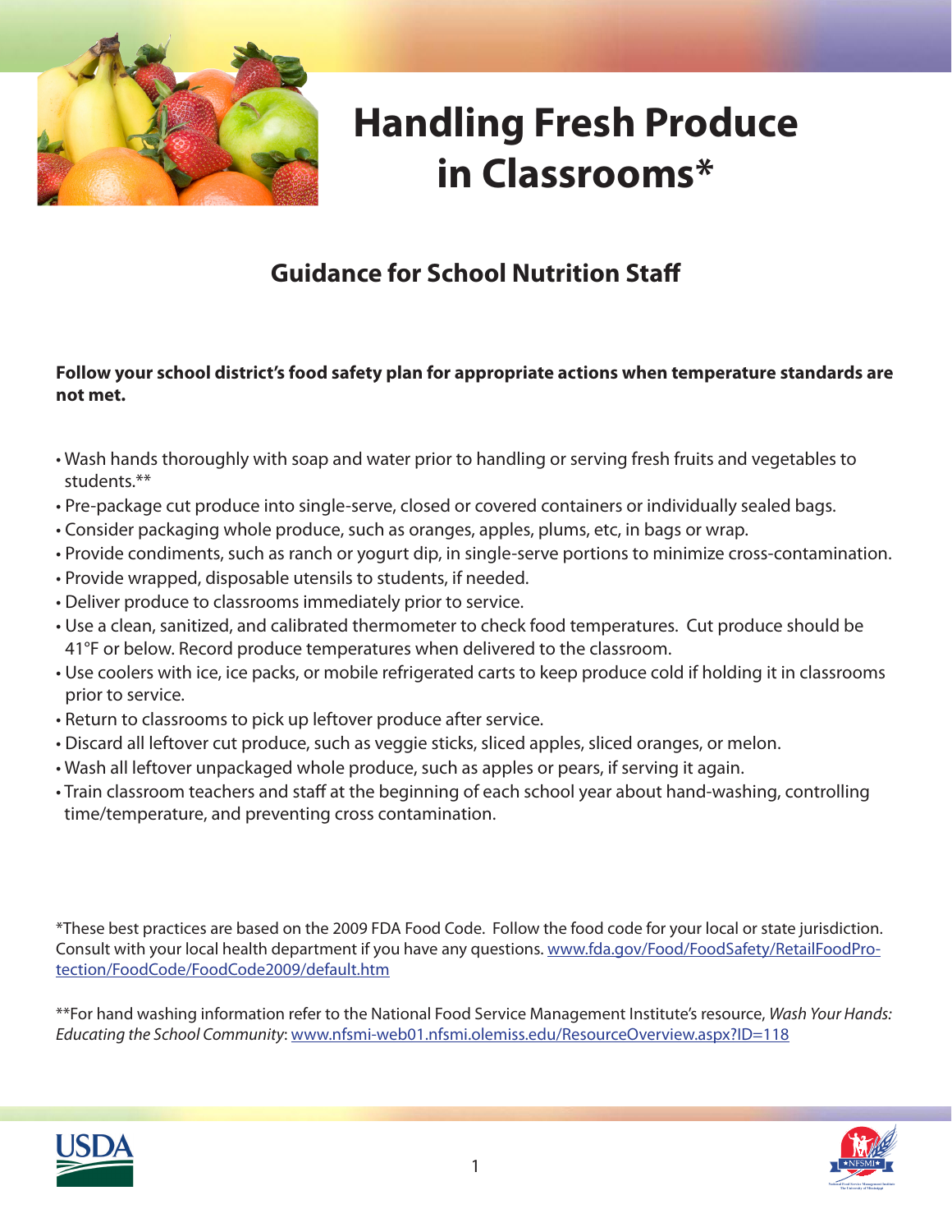# Handling Fresh Produce in Classrooms*

## Guidance for School Nutrition Staff

**Follow your school district's food safety plan for appropriate actions when temperature standards are not met.**

- Wash hands thoroughly with soap and water prior to handling or serving fresh fruits and vegetables to students.**
- Pre-package cut produce into single-serve, closed or covered containers or individually sealed bags.
- Consider packaging whole produce, such as oranges, apples, plums, etc, in bags or wrap.
- Provide condiments, such as ranch or yogurt dip, in single-serve portions to minimize cross-contamination.
- Provide wrapped, disposable utensils to students, if needed.
- Deliver produce to classrooms immediately prior to service.
- Use a clean, sanitized, and calibrated thermometer to check food temperatures. Cut produce should be 41°F or below. Record produce temperatures when delivered to the classroom.
- Use coolers with ice, ice packs, or mobile refrigerated carts to keep produce cold if holding it in classrooms prior to service.
- Return to classrooms to pick up leftover produce after service.
- Discard all leftover cut produce, such as veggie sticks, sliced apples, sliced oranges, or melon.
- Wash all leftover unpackaged whole produce, such as apples or pears, if serving it again.
- Train classroom teachers and staff at the beginning of each school year about hand-washing, controlling time/temperature, and preventing cross contamination.

*These best practices are based on the 2009 FDA Food Code. Follow the food code for your local or state jurisdiction. Consult with your local health department if you have any questions. www.fda.gov/Food/FoodSafety/RetailFoodProtection/FoodCode/FoodCode2009/default.htm

**For hand washing information refer to the National Food Service Management Institute's resource, *Wash Your Hands: Educating the School Community*: www.nfsmi-web01.nfsmi.olemiss.edu/ResourceOverview.aspx?ID=118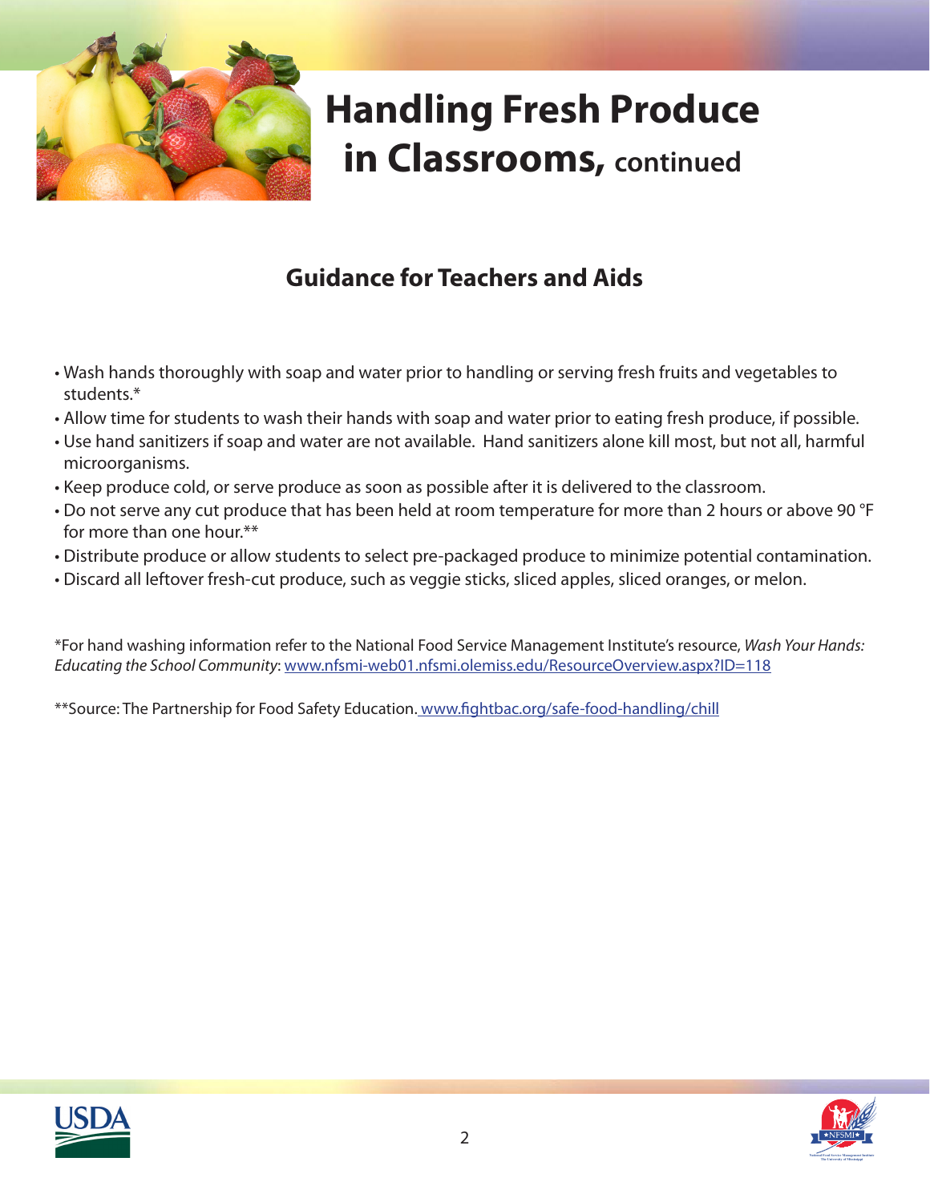# Handling Fresh Produce in Classrooms, continued

## Guidance for Teachers and Aids

- Wash hands thoroughly with soap and water prior to handling or serving fresh fruits and vegetables to students.*
- Allow time for students to wash their hands with soap and water prior to eating fresh produce, if possible.
- Use hand sanitizers if soap and water are not available. Hand sanitizers alone kill most, but not all, harmful microorganisms.
- Keep produce cold, or serve produce as soon as possible after it is delivered to the classroom.
- Do not serve any cut produce that has been held at room temperature for more than 2 hours or above 90 °F for more than one hour.**
- Distribute produce or allow students to select pre-packaged produce to minimize potential contamination.
- Discard all leftover fresh-cut produce, such as veggie sticks, sliced apples, sliced oranges, or melon.

*For hand washing information refer to the National Food Service Management Institute's resource, *Wash Your Hands: Educating the School Community*: www.nfsmi-web01.nfsmi.olemiss.edu/ResourceOverview.aspx?ID=118

**Source: The Partnership for Food Safety Education. www.fightbac.org/safe-food-handling/chill